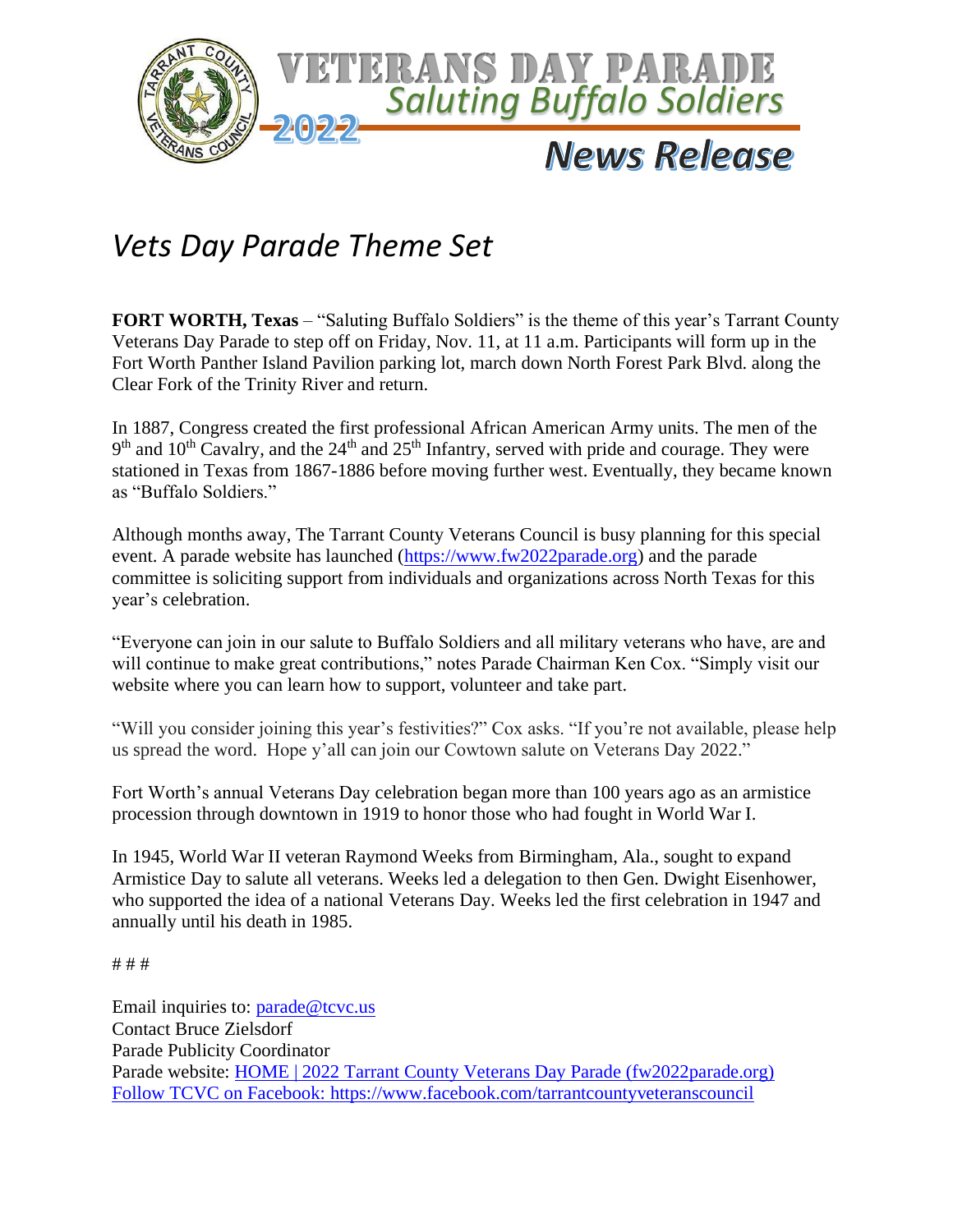# VETERANS DAY PARADE

## *Saluting Buffalo Soldiers*

**2022**

## *News Release*

# *Vets Day Parade Theme Set*

**FORT WORTH, Texas** – "Saluting Buffalo Soldiers" is the theme of this year's Tarrant County Veterans Day Parade to step off on Friday, Nov. 11, at 11 a.m. Participants will form up in the Fort Worth Panther Island Pavilion parking lot, march down North Forest Park Blvd. along the Clear Fork of the Trinity River and return.

In 1887, Congress created the first professional African American Army units. The men of the 9th and 10th Cavalry, and the 24th and 25th Infantry, served with pride and courage. They were stationed in Texas from 1867-1886 before moving further west. Eventually, they became known as "Buffalo Soldiers."

Although months away, The Tarrant County Veterans Council is busy planning for this special event. A parade website has launched (https://www.fw2022parade.org) and the parade committee is soliciting support from individuals and organizations across North Texas for this year's celebration.

"Everyone can join in our salute to Buffalo Soldiers and all military veterans who have, are and will continue to make great contributions," notes Parade Chairman Ken Cox. "Simply visit our website where you can learn how to support, volunteer and take part.

"Will you consider joining this year's festivities?" Cox asks. "If you're not available, please help us spread the word. Hope y'all can join our Cowtown salute on Veterans Day 2022."

Fort Worth's annual Veterans Day celebration began more than 100 years ago as an armistice procession through downtown in 1919 to honor those who had fought in World War I.

In 1945, World War II veteran Raymond Weeks from Birmingham, Ala., sought to expand Armistice Day to salute all veterans. Weeks led a delegation to then Gen. Dwight Eisenhower, who supported the idea of a national Veterans Day. Weeks led the first celebration in 1947 and annually until his death in 1985.

# # #

Email inquiries to: parade@tcvc.us
Contact Bruce Zielsdorf
Parade Publicity Coordinator
Parade website: HOME | 2022 Tarrant County Veterans Day Parade (fw2022parade.org)
Follow TCVC on Facebook: https://www.facebook.com/tarrantcountyveteranscouncil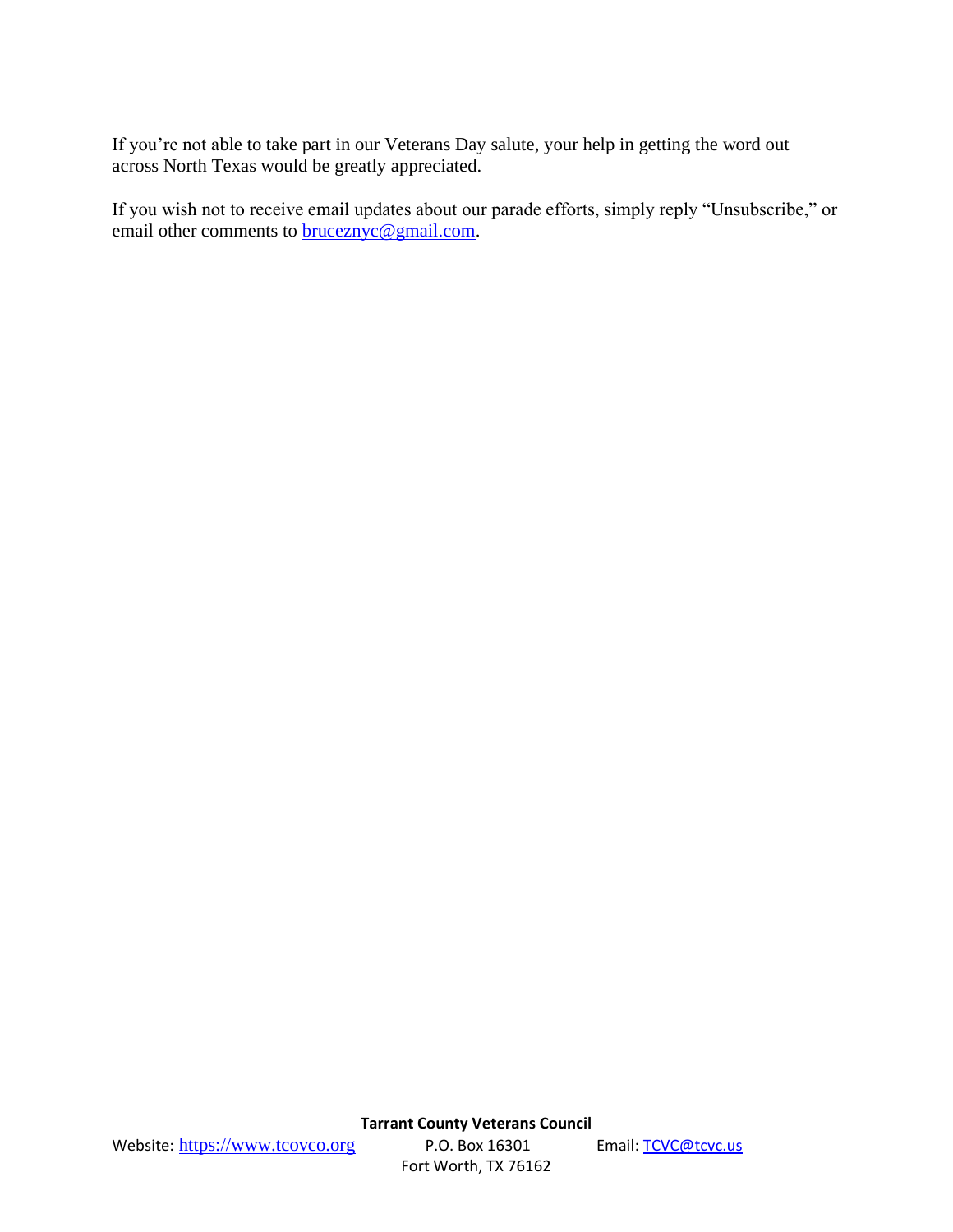If you're not able to take part in our Veterans Day salute, your help in getting the word out across North Texas would be greatly appreciated.

If you wish not to receive email updates about our parade efforts, simply reply "Unsubscribe," or email other comments to bruceznyc@gmail.com.